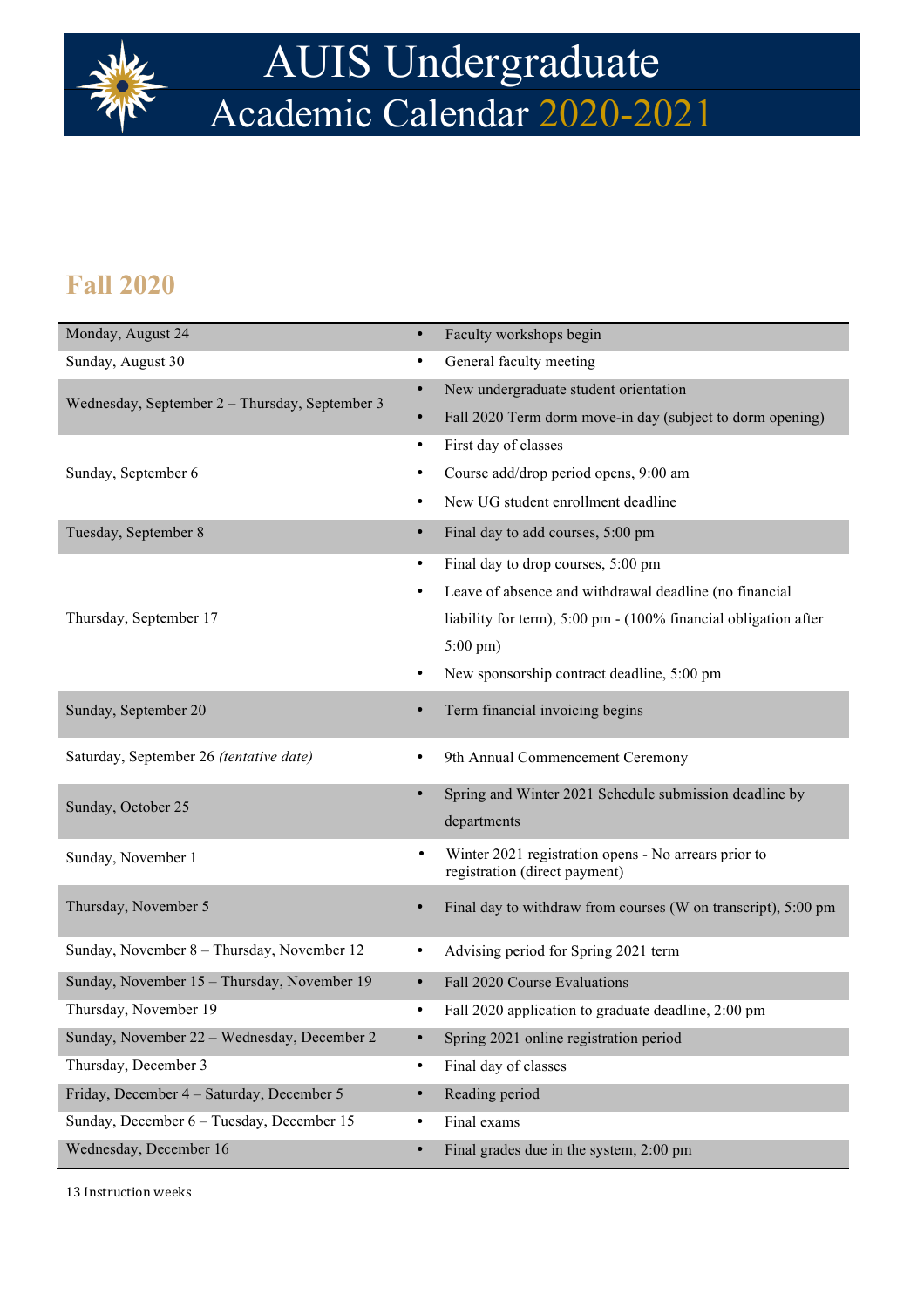# AUIS Undergraduate
# Academic Calendar 2020-2021

## Fall 2020

| Date | Event |
|---|---|
| Monday, August 24 | • Faculty workshops begin |
| Sunday, August 30 | • General faculty meeting |
| Wednesday, September 2 – Thursday, September 3 | • New undergraduate student orientation<br>• Fall 2020 Term dorm move-in day (subject to dorm opening) |
| Sunday, September 6 | • First day of classes<br>• Course add/drop period opens, 9:00 am<br>• New UG student enrollment deadline |
| Tuesday, September 8 | • Final day to add courses, 5:00 pm |
| Thursday, September 17 | • Final day to drop courses, 5:00 pm<br>• Leave of absence and withdrawal deadline (no financial liability for term), 5:00 pm - (100% financial obligation after 5:00 pm)<br>• New sponsorship contract deadline, 5:00 pm |
| Sunday, September 20 | • Term financial invoicing begins |
| Saturday, September 26 *(tentative date)* | • 9th Annual Commencement Ceremony |
| Sunday, October 25 | • Spring and Winter 2021 Schedule submission deadline by departments |
| Sunday, November 1 | • Winter 2021 registration opens - No arrears prior to registration (direct payment) |
| Thursday, November 5 | • Final day to withdraw from courses (W on transcript), 5:00 pm |
| Sunday, November 8 – Thursday, November 12 | • Advising period for Spring 2021 term |
| Sunday, November 15 – Thursday, November 19 | • Fall 2020 Course Evaluations |
| Thursday, November 19 | • Fall 2020 application to graduate deadline, 2:00 pm |
| Sunday, November 22 – Wednesday, December 2 | • Spring 2021 online registration period |
| Thursday, December 3 | • Final day of classes |
| Friday, December 4 – Saturday, December 5 | • Reading period |
| Sunday, December 6 – Tuesday, December 15 | • Final exams |
| Wednesday, December 16 | • Final grades due in the system, 2:00 pm |

13 Instruction weeks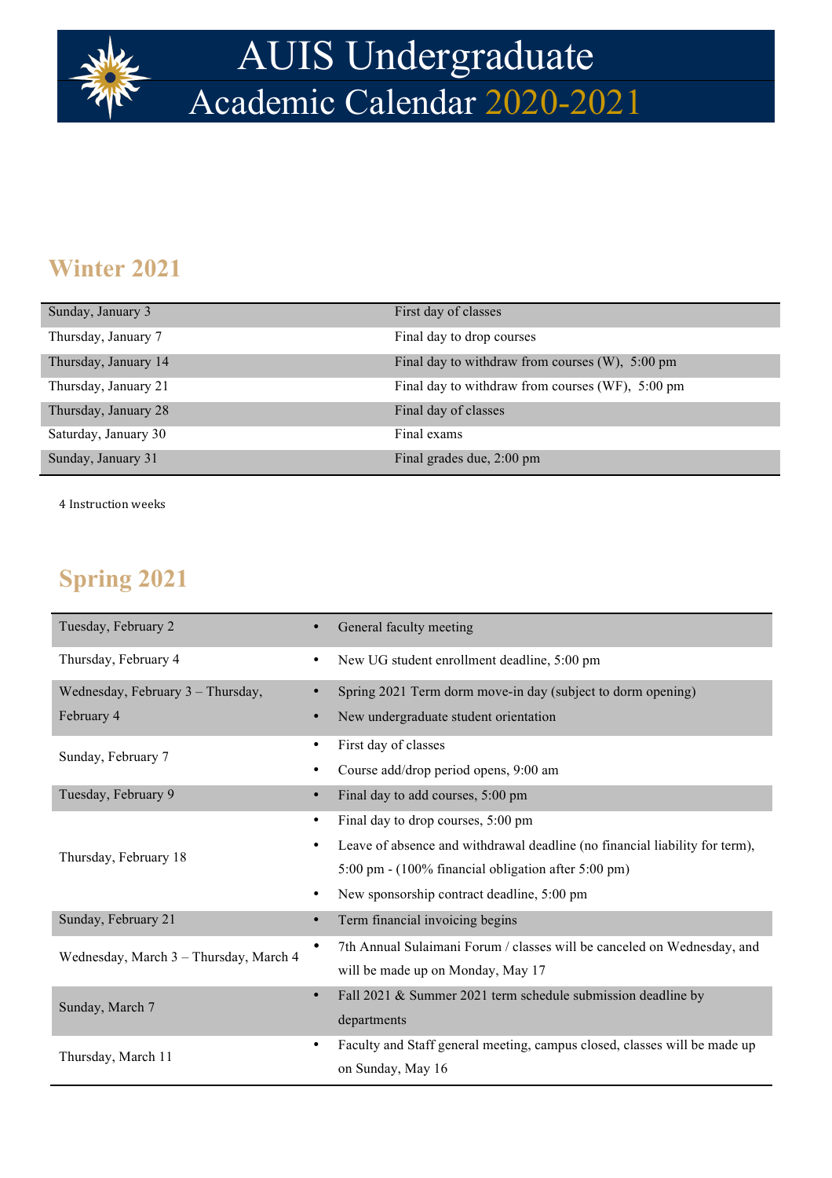# AUIS Undergraduate Academic Calendar 2020-2021

## Winter 2021

| Date | Event |
|---|---|
| Sunday, January 3 | First day of classes |
| Thursday, January 7 | Final day to drop courses |
| Thursday, January 14 | Final day to withdraw from courses (W), 5:00 pm |
| Thursday, January 21 | Final day to withdraw from courses (WF), 5:00 pm |
| Thursday, January 28 | Final day of classes |
| Saturday, January 30 | Final exams |
| Sunday, January 31 | Final grades due, 2:00 pm |

4 Instruction weeks

## Spring 2021

| Date | Event |
|---|---|
| Tuesday, February 2 | • General faculty meeting |
| Thursday, February 4 | • New UG student enrollment deadline, 5:00 pm |
| Wednesday, February 3 – Thursday, February 4 | • Spring 2021 Term dorm move-in day (subject to dorm opening)<br>• New undergraduate student orientation |
| Sunday, February 7 | • First day of classes<br>• Course add/drop period opens, 9:00 am |
| Tuesday, February 9 | • Final day to add courses, 5:00 pm |
| Thursday, February 18 | • Final day to drop courses, 5:00 pm<br>• Leave of absence and withdrawal deadline (no financial liability for term), 5:00 pm - (100% financial obligation after 5:00 pm)<br>• New sponsorship contract deadline, 5:00 pm |
| Sunday, February 21 | • Term financial invoicing begins |
| Wednesday, March 3 – Thursday, March 4 | • 7th Annual Sulaimani Forum / classes will be canceled on Wednesday, and will be made up on Monday, May 17 |
| Sunday, March 7 | • Fall 2021 & Summer 2021 term schedule submission deadline by departments |
| Thursday, March 11 | • Faculty and Staff general meeting, campus closed, classes will be made up on Sunday, May 16 |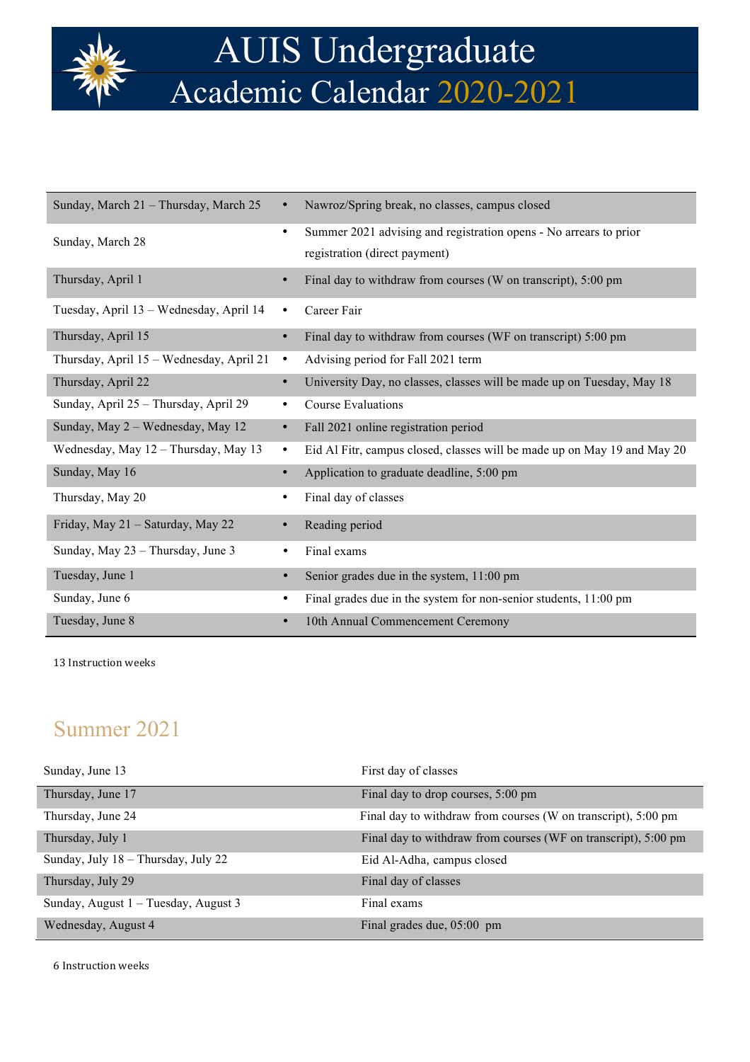# AUIS Undergraduate Academic Calendar 2020-2021

| | |
|---|---|
| Sunday, March 21 – Thursday, March 25 | • Nawroz/Spring break, no classes, campus closed |
| Sunday, March 28 | • Summer 2021 advising and registration opens - No arrears to prior registration (direct payment) |
| Thursday, April 1 | • Final day to withdraw from courses (W on transcript), 5:00 pm |
| Tuesday, April 13 – Wednesday, April 14 | • Career Fair |
| Thursday, April 15 | • Final day to withdraw from courses (WF on transcript) 5:00 pm |
| Thursday, April 15 – Wednesday, April 21 | • Advising period for Fall 2021 term |
| Thursday, April 22 | • University Day, no classes, classes will be made up on Tuesday, May 18 |
| Sunday, April 25 – Thursday, April 29 | • Course Evaluations |
| Sunday, May 2 – Wednesday, May 12 | • Fall 2021 online registration period |
| Wednesday, May 12 – Thursday, May 13 | • Eid Al Fitr, campus closed, classes will be made up on May 19 and May 20 |
| Sunday, May 16 | • Application to graduate deadline, 5:00 pm |
| Thursday, May 20 | • Final day of classes |
| Friday, May 21 – Saturday, May 22 | • Reading period |
| Sunday, May 23 – Thursday, June 3 | • Final exams |
| Tuesday, June 1 | • Senior grades due in the system, 11:00 pm |
| Sunday, June 6 | • Final grades due in the system for non-senior students, 11:00 pm |
| Tuesday, June 8 | • 10th Annual Commencement Ceremony |

13 Instruction weeks

## Summer 2021

| | |
|---|---|
| Sunday, June 13 | First day of classes |
| Thursday, June 17 | Final day to drop courses, 5:00 pm |
| Thursday, June 24 | Final day to withdraw from courses (W on transcript), 5:00 pm |
| Thursday, July 1 | Final day to withdraw from courses (WF on transcript), 5:00 pm |
| Sunday, July 18 – Thursday, July 22 | Eid Al-Adha, campus closed |
| Thursday, July 29 | Final day of classes |
| Sunday, August 1 – Tuesday, August 3 | Final exams |
| Wednesday, August 4 | Final grades due, 05:00 pm |

6 Instruction weeks